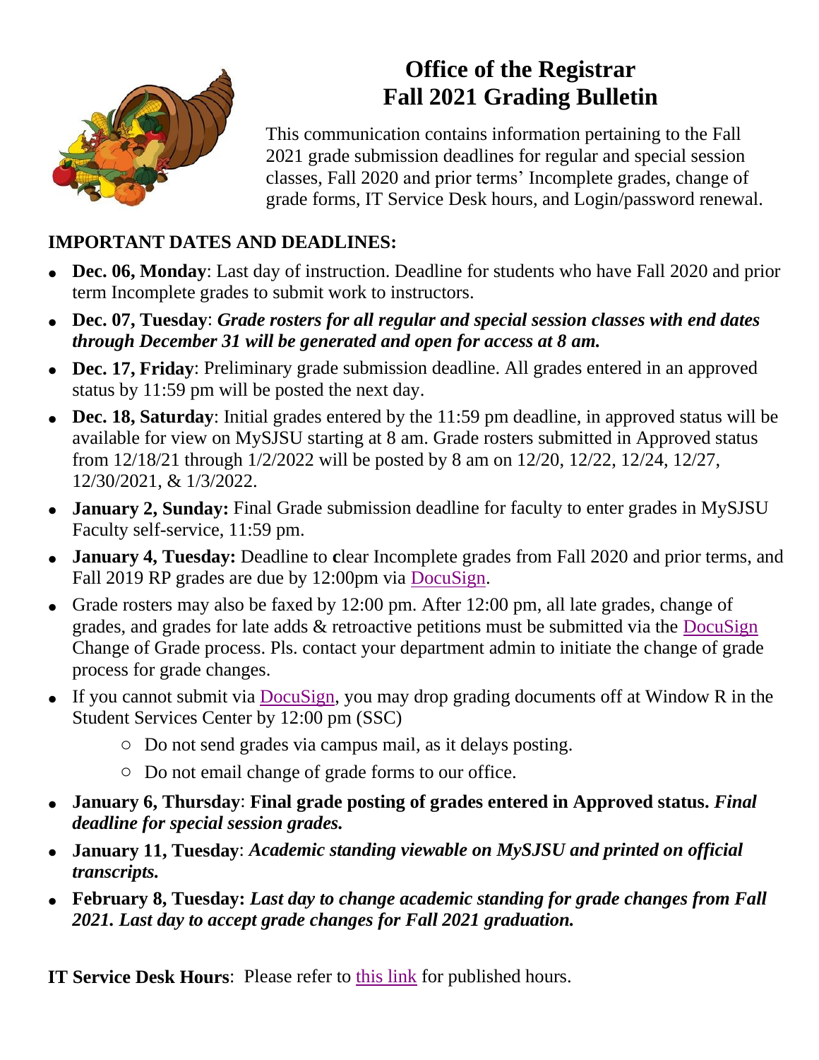# Office of the Registrar
# Fall 2021 Grading Bulletin

This communication contains information pertaining to the Fall 2021 grade submission deadlines for regular and special session classes, Fall 2020 and prior terms' Incomplete grades, change of grade forms, IT Service Desk hours, and Login/password renewal.

**IMPORTANT DATES AND DEADLINES:**

- **Dec. 06, Monday**: Last day of instruction. Deadline for students who have Fall 2020 and prior term Incomplete grades to submit work to instructors.
- **Dec. 07, Tuesday**: ***Grade rosters for all regular and special session classes with end dates through December 31 will be generated and open for access at 8 am.***
- **Dec. 17, Friday**: Preliminary grade submission deadline. All grades entered in an approved status by 11:59 pm will be posted the next day.
- **Dec. 18, Saturday**: Initial grades entered by the 11:59 pm deadline, in approved status will be available for view on MySJSU starting at 8 am. Grade rosters submitted in Approved status from 12/18/21 through 1/2/2022 will be posted by 8 am on 12/20, 12/22, 12/24, 12/27, 12/30/2021, & 1/3/2022.
- **January 2, Sunday:** Final Grade submission deadline for faculty to enter grades in MySJSU Faculty self-service, 11:59 pm.
- **January 4, Tuesday:** Deadline to **c**lear Incomplete grades from Fall 2020 and prior terms, and Fall 2019 RP grades are due by 12:00pm via DocuSign.
- Grade rosters may also be faxed by 12:00 pm. After 12:00 pm, all late grades, change of grades, and grades for late adds & retroactive petitions must be submitted via the DocuSign Change of Grade process. Pls. contact your department admin to initiate the change of grade process for grade changes.
- If you cannot submit via DocuSign, you may drop grading documents off at Window R in the Student Services Center by 12:00 pm (SSC)
  - Do not send grades via campus mail, as it delays posting.
  - Do not email change of grade forms to our office.
- **January 6, Thursday**: **Final grade posting of grades entered in Approved status.** ***Final deadline for special session grades.***
- **January 11, Tuesday**: ***Academic standing viewable on MySJSU and printed on official transcripts.***
- **February 8, Tuesday:** ***Last day to change academic standing for grade changes from Fall 2021. Last day to accept grade changes for Fall 2021 graduation.***

**IT Service Desk Hours**: Please refer to this link for published hours.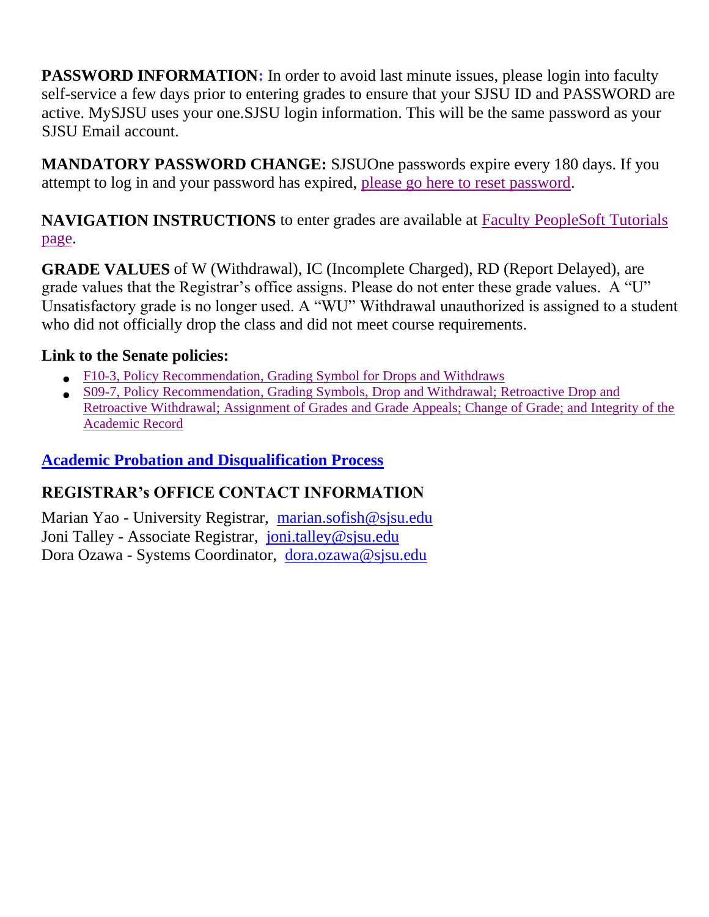**PASSWORD INFORMATION:** In order to avoid last minute issues, please login into faculty self-service a few days prior to entering grades to ensure that your SJSU ID and PASSWORD are active. MySJSU uses your one.SJSU login information. This will be the same password as your SJSU Email account.

**MANDATORY PASSWORD CHANGE:** SJSUOne passwords expire every 180 days. If you attempt to log in and your password has expired, please go here to reset password.

**NAVIGATION INSTRUCTIONS** to enter grades are available at Faculty PeopleSoft Tutorials page.

**GRADE VALUES** of W (Withdrawal), IC (Incomplete Charged), RD (Report Delayed), are grade values that the Registrar's office assigns. Please do not enter these grade values. A "U" Unsatisfactory grade is no longer used. A "WU" Withdrawal unauthorized is assigned to a student who did not officially drop the class and did not meet course requirements.

**Link to the Senate policies:**

- F10-3, Policy Recommendation, Grading Symbol for Drops and Withdraws
- S09-7, Policy Recommendation, Grading Symbols, Drop and Withdrawal; Retroactive Drop and Retroactive Withdrawal; Assignment of Grades and Grade Appeals; Change of Grade; and Integrity of the Academic Record

## Academic Probation and Disqualification Process

## REGISTRAR's OFFICE CONTACT INFORMATION

Marian Yao - University Registrar, marian.sofish@sjsu.edu
Joni Talley - Associate Registrar, joni.talley@sjsu.edu
Dora Ozawa - Systems Coordinator, dora.ozawa@sjsu.edu